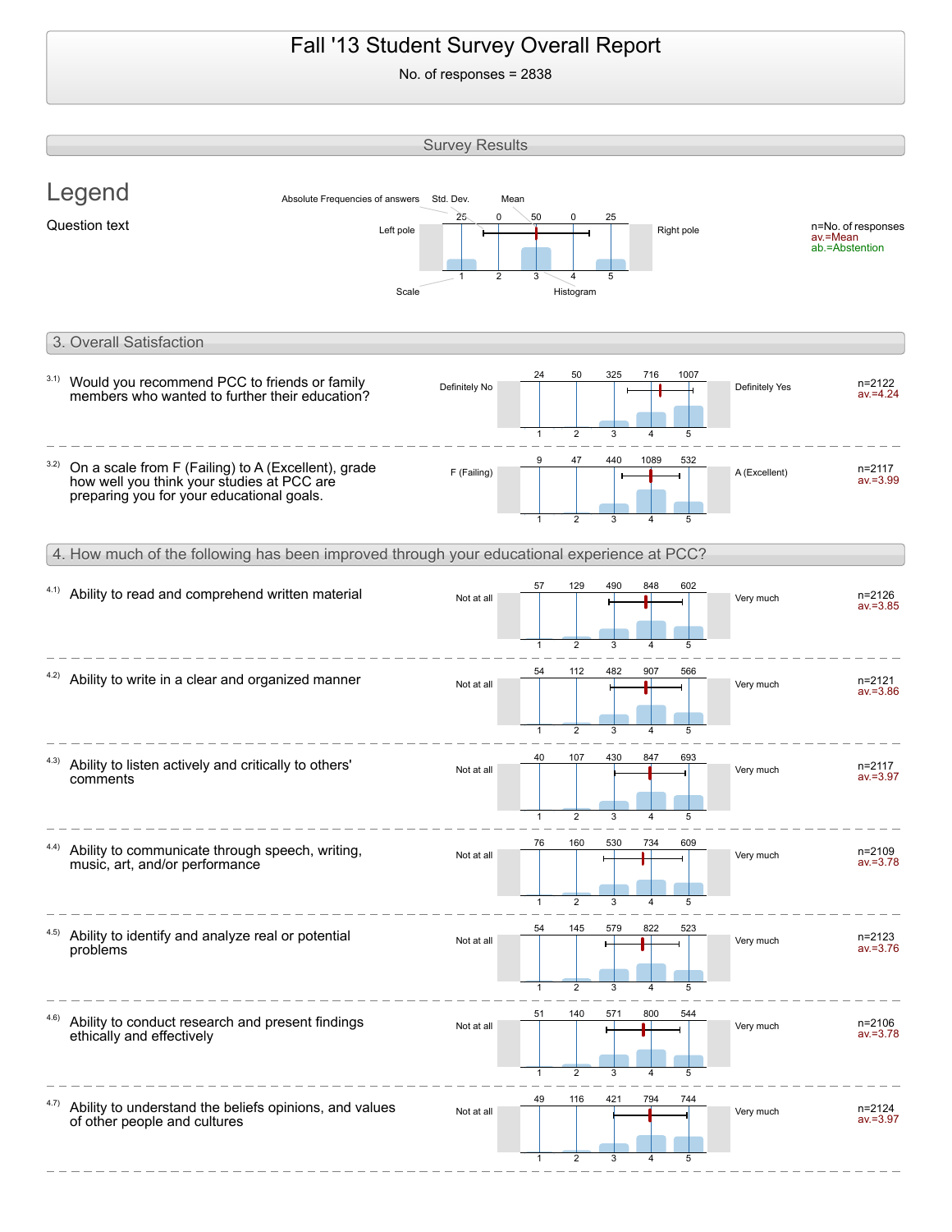# Fall '13 Student Survey Overall Report

No. of responses = 2838

## Survey Results

### Legend

Question text

Absolute Frequencies of answers — Std. Dev. — Mean

| | 1 | 2 | 3 | 4 | 5 | |
|---|---|---|---|---|---|---|
| Left pole | 25 | 0 | 50 | 0 | 25 | Right pole |

Scale — Histogram

n=No. of responses
av.=Mean
ab.=Abstention

## 3. Overall Satisfaction

| Question | Left pole | 1 | 2 | 3 | 4 | 5 | Right pole | n | av. |
|---|---|---|---|---|---|---|---|---|---|
| 3.1) Would you recommend PCC to friends or family members who wanted to further their education? | Definitely No | 24 | 50 | 325 | 716 | 1007 | Definitely Yes | 2122 | 4.24 |
| 3.2) On a scale from F (Failing) to A (Excellent), grade how well you think your studies at PCC are preparing you for your educational goals. | F (Failing) | 9 | 47 | 440 | 1089 | 532 | A (Excellent) | 2117 | 3.99 |

## 4. How much of the following has been improved through your educational experience at PCC?

| Question | Left pole | 1 | 2 | 3 | 4 | 5 | Right pole | n | av. |
|---|---|---|---|---|---|---|---|---|---|
| 4.1) Ability to read and comprehend written material | Not at all | 57 | 129 | 490 | 848 | 602 | Very much | 2126 | 3.85 |
| 4.2) Ability to write in a clear and organized manner | Not at all | 54 | 112 | 482 | 907 | 566 | Very much | 2121 | 3.86 |
| 4.3) Ability to listen actively and critically to others' comments | Not at all | 40 | 107 | 430 | 847 | 693 | Very much | 2117 | 3.97 |
| 4.4) Ability to communicate through speech, writing, music, art, and/or performance | Not at all | 76 | 160 | 530 | 734 | 609 | Very much | 2109 | 3.78 |
| 4.5) Ability to identify and analyze real or potential problems | Not at all | 54 | 145 | 579 | 822 | 523 | Very much | 2123 | 3.76 |
| 4.6) Ability to conduct research and present findings ethically and effectively | Not at all | 51 | 140 | 571 | 800 | 544 | Very much | 2106 | 3.78 |
| 4.7) Ability to understand the beliefs opinions, and values of other people and cultures | Not at all | 49 | 116 | 421 | 794 | 744 | Very much | 2124 | 3.97 |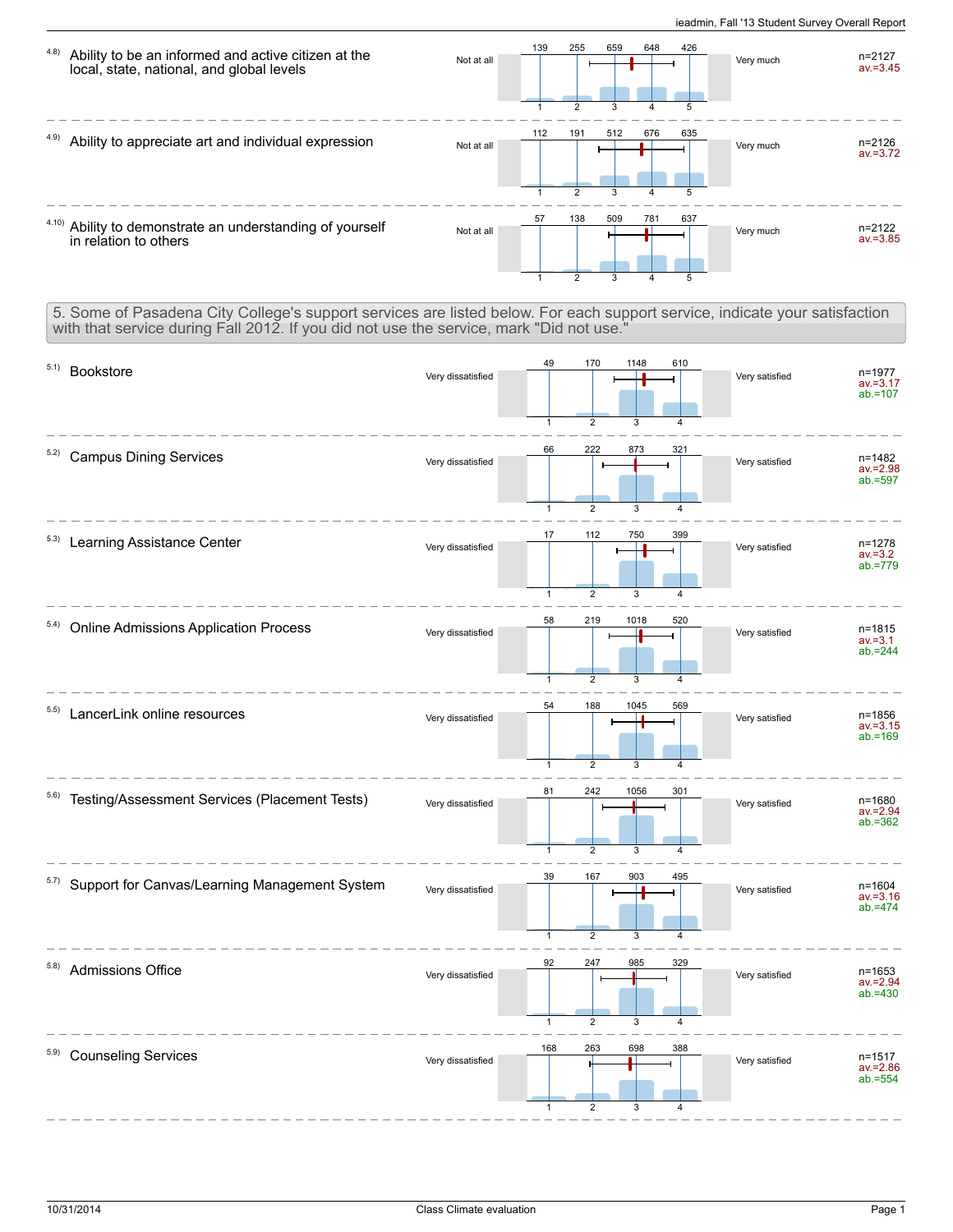4.8) Ability to be an informed and active citizen at the local, state, national, and global levels

| Not at all | 1 | 2 | 3 | 4 | 5 | Very much | |
|---|---|---|---|---|---|---|---|
| | 139 | 255 | 659 | 648 | 426 | | n=2127 av.=3.45 |

4.9) Ability to appreciate art and individual expression

| Not at all | 1 | 2 | 3 | 4 | 5 | Very much | |
|---|---|---|---|---|---|---|---|
| | 112 | 191 | 512 | 676 | 635 | | n=2126 av.=3.72 |

4.10) Ability to demonstrate an understanding of yourself in relation to others

| Not at all | 1 | 2 | 3 | 4 | 5 | Very much | |
|---|---|---|---|---|---|---|---|
| | 57 | 138 | 509 | 781 | 637 | | n=2122 av.=3.85 |

## 5. Some of Pasadena City College's support services are listed below. For each support service, indicate your satisfaction with that service during Fall 2012. If you did not use the service, mark "Did not use."

5.1) Bookstore

| Very dissatisfied | 1 | 2 | 3 | 4 | Very satisfied | |
|---|---|---|---|---|---|---|
| | 49 | 170 | 1148 | 610 | | n=1977 av.=3.17 ab.=107 |

5.2) Campus Dining Services

| Very dissatisfied | 1 | 2 | 3 | 4 | Very satisfied | |
|---|---|---|---|---|---|---|
| | 66 | 222 | 873 | 321 | | n=1482 av.=2.98 ab.=597 |

5.3) Learning Assistance Center

| Very dissatisfied | 1 | 2 | 3 | 4 | Very satisfied | |
|---|---|---|---|---|---|---|
| | 17 | 112 | 750 | 399 | | n=1278 av.=3.2 ab.=779 |

5.4) Online Admissions Application Process

| Very dissatisfied | 1 | 2 | 3 | 4 | Very satisfied | |
|---|---|---|---|---|---|---|
| | 58 | 219 | 1018 | 520 | | n=1815 av.=3.1 ab.=244 |

5.5) LancerLink online resources

| Very dissatisfied | 1 | 2 | 3 | 4 | Very satisfied | |
|---|---|---|---|---|---|---|
| | 54 | 188 | 1045 | 569 | | n=1856 av.=3.15 ab.=169 |

5.6) Testing/Assessment Services (Placement Tests)

| Very dissatisfied | 1 | 2 | 3 | 4 | Very satisfied | |
|---|---|---|---|---|---|---|
| | 81 | 242 | 1056 | 301 | | n=1680 av.=2.94 ab.=362 |

5.7) Support for Canvas/Learning Management System

| Very dissatisfied | 1 | 2 | 3 | 4 | Very satisfied | |
|---|---|---|---|---|---|---|
| | 39 | 167 | 903 | 495 | | n=1604 av.=3.16 ab.=474 |

5.8) Admissions Office

| Very dissatisfied | 1 | 2 | 3 | 4 | Very satisfied | |
|---|---|---|---|---|---|---|
| | 92 | 247 | 985 | 329 | | n=1653 av.=2.94 ab.=430 |

5.9) Counseling Services

| Very dissatisfied | 1 | 2 | 3 | 4 | Very satisfied | |
|---|---|---|---|---|---|---|
| | 168 | 263 | 698 | 388 | | n=1517 av.=2.86 ab.=554 |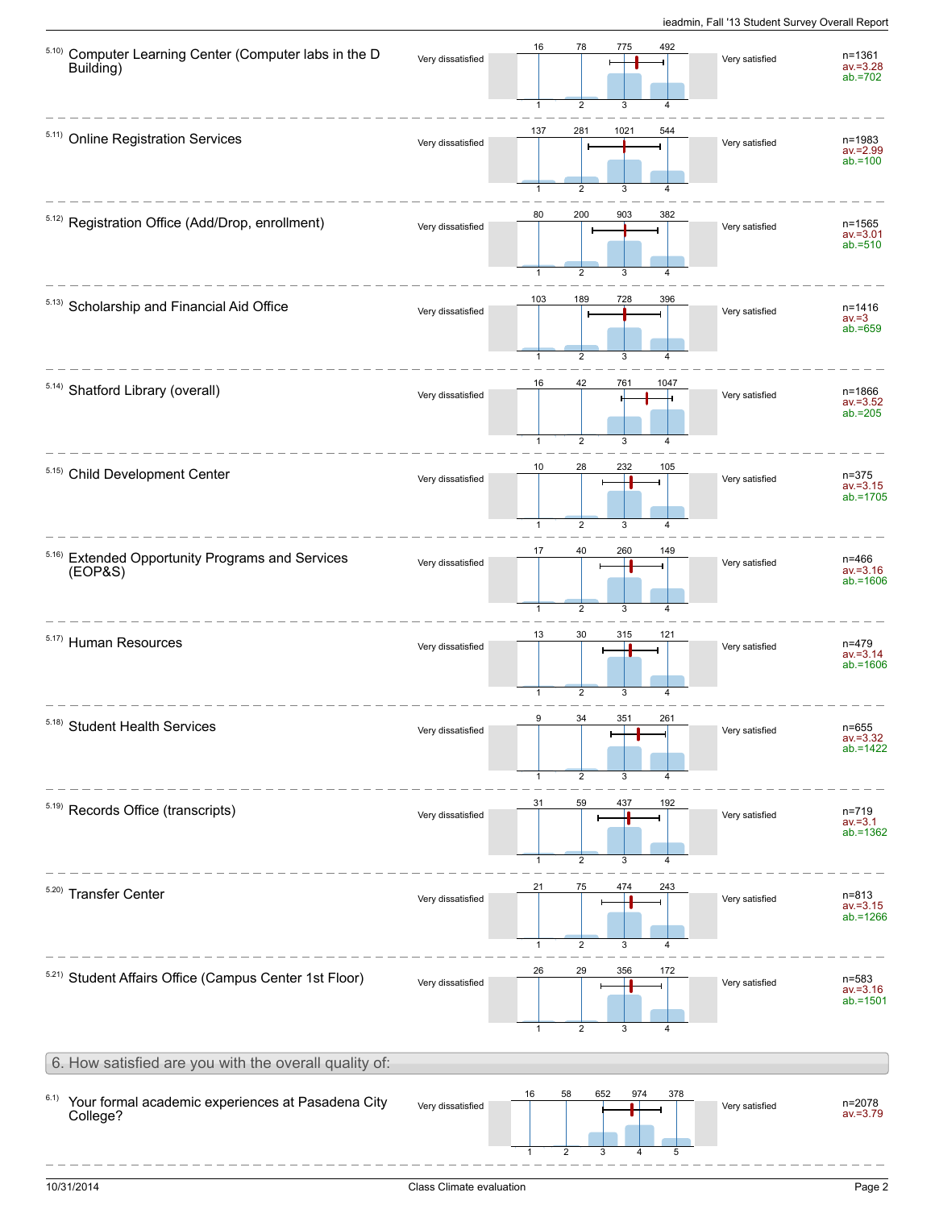5.10) Computer Learning Center (Computer labs in the D Building)

| | 1 | 2 | 3 | 4 | |
|---|---|---|---|---|---|
| Very dissatisfied | 16 | 78 | 775 | 492 | Very satisfied |

n=1361
av.=3.28
ab.=702

5.11) Online Registration Services

| | 1 | 2 | 3 | 4 | |
|---|---|---|---|---|---|
| Very dissatisfied | 137 | 281 | 1021 | 544 | Very satisfied |

n=1983
av.=2.99
ab.=100

5.12) Registration Office (Add/Drop, enrollment)

| | 1 | 2 | 3 | 4 | |
|---|---|---|---|---|---|
| Very dissatisfied | 80 | 200 | 903 | 382 | Very satisfied |

n=1565
av.=3.01
ab.=510

5.13) Scholarship and Financial Aid Office

| | 1 | 2 | 3 | 4 | |
|---|---|---|---|---|---|
| Very dissatisfied | 103 | 189 | 728 | 396 | Very satisfied |

n=1416
av.=3
ab.=659

5.14) Shatford Library (overall)

| | 1 | 2 | 3 | 4 | |
|---|---|---|---|---|---|
| Very dissatisfied | 16 | 42 | 761 | 1047 | Very satisfied |

n=1866
av.=3.52
ab.=205

5.15) Child Development Center

| | 1 | 2 | 3 | 4 | |
|---|---|---|---|---|---|
| Very dissatisfied | 10 | 28 | 232 | 105 | Very satisfied |

n=375
av.=3.15
ab.=1705

5.16) Extended Opportunity Programs and Services (EOP&S)

| | 1 | 2 | 3 | 4 | |
|---|---|---|---|---|---|
| Very dissatisfied | 17 | 40 | 260 | 149 | Very satisfied |

n=466
av.=3.16
ab.=1606

5.17) Human Resources

| | 1 | 2 | 3 | 4 | |
|---|---|---|---|---|---|
| Very dissatisfied | 13 | 30 | 315 | 121 | Very satisfied |

n=479
av.=3.14
ab.=1606

5.18) Student Health Services

| | 1 | 2 | 3 | 4 | |
|---|---|---|---|---|---|
| Very dissatisfied | 9 | 34 | 351 | 261 | Very satisfied |

n=655
av.=3.32
ab.=1422

5.19) Records Office (transcripts)

| | 1 | 2 | 3 | 4 | |
|---|---|---|---|---|---|
| Very dissatisfied | 31 | 59 | 437 | 192 | Very satisfied |

n=719
av.=3.1
ab.=1362

5.20) Transfer Center

| | 1 | 2 | 3 | 4 | |
|---|---|---|---|---|---|
| Very dissatisfied | 21 | 75 | 474 | 243 | Very satisfied |

n=813
av.=3.15
ab.=1266

5.21) Student Affairs Office (Campus Center 1st Floor)

| | 1 | 2 | 3 | 4 | |
|---|---|---|---|---|---|
| Very dissatisfied | 26 | 29 | 356 | 172 | Very satisfied |

n=583
av.=3.16
ab.=1501

## 6. How satisfied are you with the overall quality of:

6.1) Your formal academic experiences at Pasadena City College?

| | 1 | 2 | 3 | 4 | 5 | |
|---|---|---|---|---|---|---|
| Very dissatisfied | 16 | 58 | 652 | 974 | 378 | Very satisfied |

n=2078
av.=3.79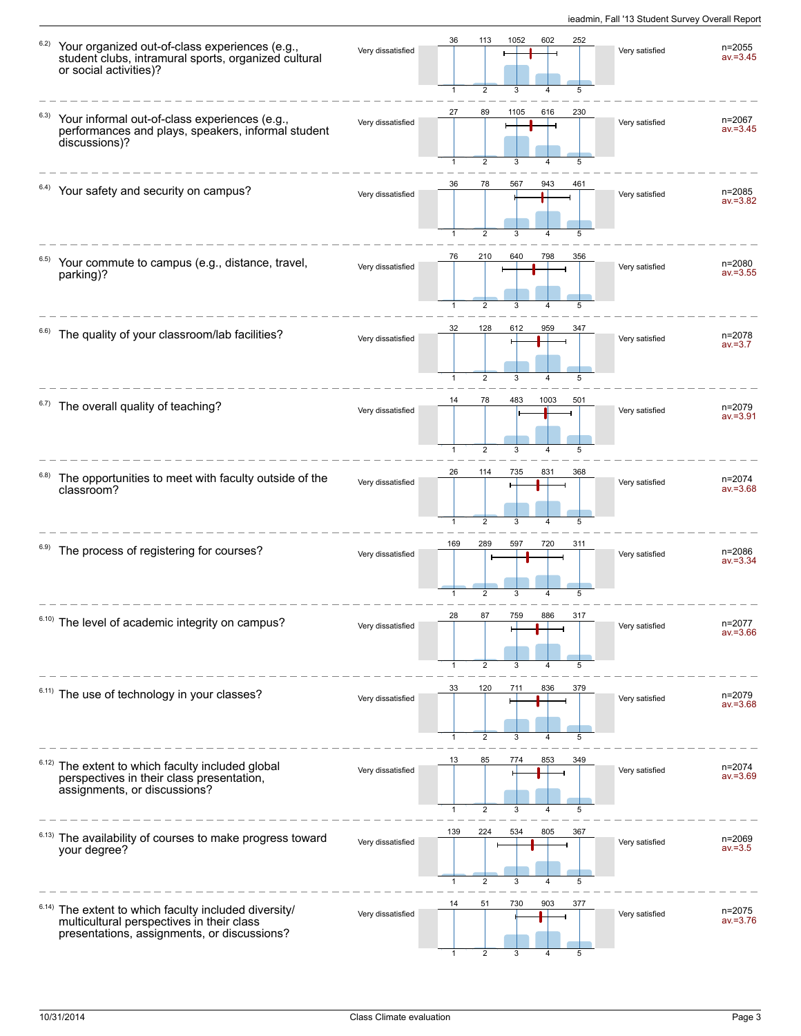6.2) Your organized out-of-class experiences (e.g., student clubs, intramural sports, organized cultural or social activities)?

| Very dissatisfied | 1 | 2 | 3 | 4 | 5 | Very satisfied | |
|---|---|---|---|---|---|---|---|
| | 36 | 113 | 1052 | 602 | 252 | | n=2055 av.=3.45 |

6.3) Your informal out-of-class experiences (e.g., performances and plays, speakers, informal student discussions)?

| Very dissatisfied | 1 | 2 | 3 | 4 | 5 | Very satisfied | |
|---|---|---|---|---|---|---|---|
| | 27 | 89 | 1105 | 616 | 230 | | n=2067 av.=3.45 |

6.4) Your safety and security on campus?

| Very dissatisfied | 1 | 2 | 3 | 4 | 5 | Very satisfied | |
|---|---|---|---|---|---|---|---|
| | 36 | 78 | 567 | 943 | 461 | | n=2085 av.=3.82 |

6.5) Your commute to campus (e.g., distance, travel, parking)?

| Very dissatisfied | 1 | 2 | 3 | 4 | 5 | Very satisfied | |
|---|---|---|---|---|---|---|---|
| | 76 | 210 | 640 | 798 | 356 | | n=2080 av.=3.55 |

6.6) The quality of your classroom/lab facilities?

| Very dissatisfied | 1 | 2 | 3 | 4 | 5 | Very satisfied | |
|---|---|---|---|---|---|---|---|
| | 32 | 128 | 612 | 959 | 347 | | n=2078 av.=3.7 |

6.7) The overall quality of teaching?

| Very dissatisfied | 1 | 2 | 3 | 4 | 5 | Very satisfied | |
|---|---|---|---|---|---|---|---|
| | 14 | 78 | 483 | 1003 | 501 | | n=2079 av.=3.91 |

6.8) The opportunities to meet with faculty outside of the classroom?

| Very dissatisfied | 1 | 2 | 3 | 4 | 5 | Very satisfied | |
|---|---|---|---|---|---|---|---|
| | 26 | 114 | 735 | 831 | 368 | | n=2074 av.=3.68 |

6.9) The process of registering for courses?

| Very dissatisfied | 1 | 2 | 3 | 4 | 5 | Very satisfied | |
|---|---|---|---|---|---|---|---|
| | 169 | 289 | 597 | 720 | 311 | | n=2086 av.=3.34 |

6.10) The level of academic integrity on campus?

| Very dissatisfied | 1 | 2 | 3 | 4 | 5 | Very satisfied | |
|---|---|---|---|---|---|---|---|
| | 28 | 87 | 759 | 886 | 317 | | n=2077 av.=3.66 |

6.11) The use of technology in your classes?

| Very dissatisfied | 1 | 2 | 3 | 4 | 5 | Very satisfied | |
|---|---|---|---|---|---|---|---|
| | 33 | 120 | 711 | 836 | 379 | | n=2079 av.=3.68 |

6.12) The extent to which faculty included global perspectives in their class presentation, assignments, or discussions?

| Very dissatisfied | 1 | 2 | 3 | 4 | 5 | Very satisfied | |
|---|---|---|---|---|---|---|---|
| | 13 | 85 | 774 | 853 | 349 | | n=2074 av.=3.69 |

6.13) The availability of courses to make progress toward your degree?

| Very dissatisfied | 1 | 2 | 3 | 4 | 5 | Very satisfied | |
|---|---|---|---|---|---|---|---|
| | 139 | 224 | 534 | 805 | 367 | | n=2069 av.=3.5 |

6.14) The extent to which faculty included diversity/ multicultural perspectives in their class presentations, assignments, or discussions?

| Very dissatisfied | 1 | 2 | 3 | 4 | 5 | Very satisfied | |
|---|---|---|---|---|---|---|---|
| | 14 | 51 | 730 | 903 | 377 | | n=2075 av.=3.76 |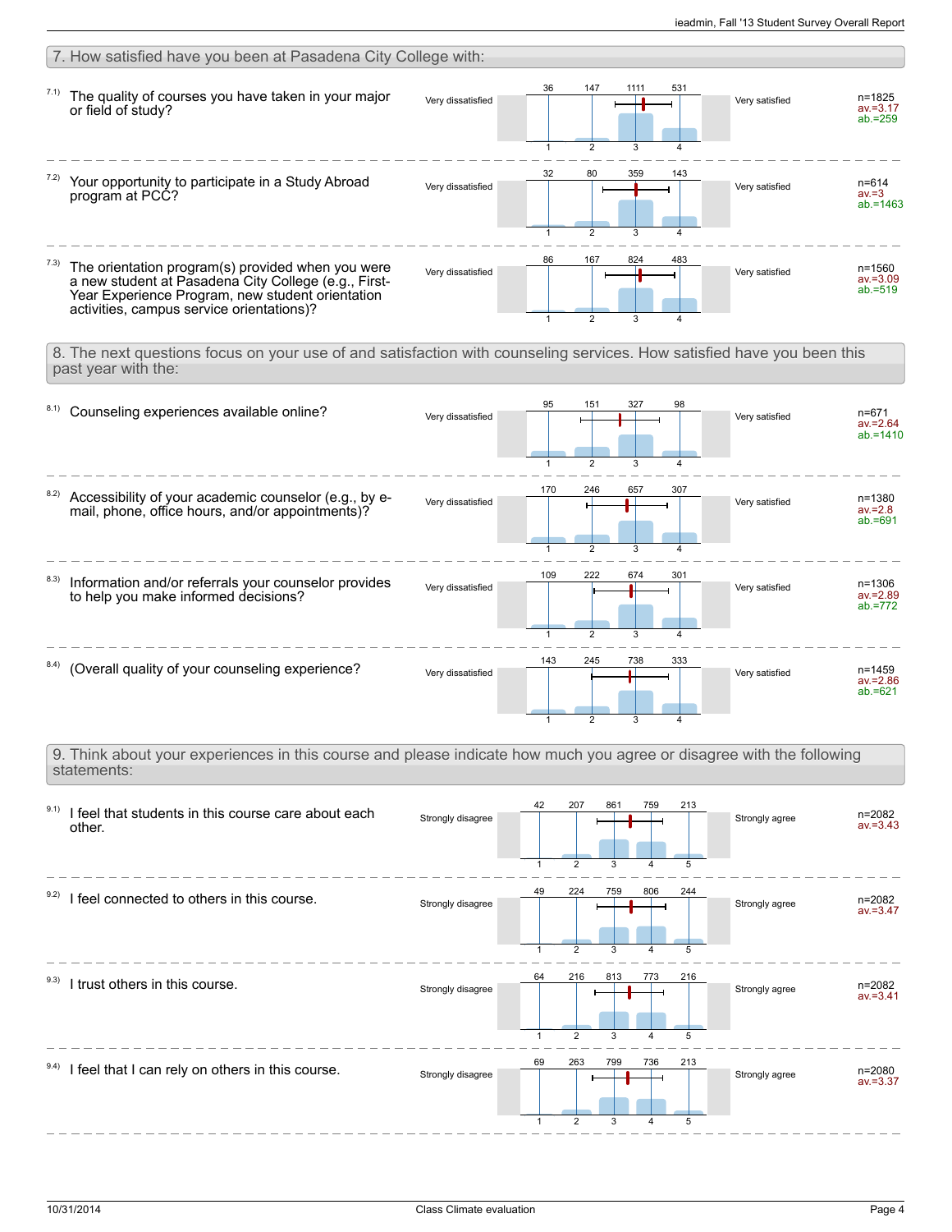## 7. How satisfied have you been at Pasadena City College with:

**7.1)** The quality of courses you have taken in your major or field of study?

| Very dissatisfied | 1 | 2 | 3 | 4 | Very satisfied | |
|---|---|---|---|---|---|---|
| | 36 | 147 | 1111 | 531 | | n=1825<br>av.=3.17<br>ab.=259 |

**7.2)** Your opportunity to participate in a Study Abroad program at PCC?

| Very dissatisfied | 1 | 2 | 3 | 4 | Very satisfied | |
|---|---|---|---|---|---|---|
| | 32 | 80 | 359 | 143 | | n=614<br>av.=3<br>ab.=1463 |

**7.3)** The orientation program(s) provided when you were a new student at Pasadena City College (e.g., First-Year Experience Program, new student orientation activities, campus service orientations)?

| Very dissatisfied | 1 | 2 | 3 | 4 | Very satisfied | |
|---|---|---|---|---|---|---|
| | 86 | 167 | 824 | 483 | | n=1560<br>av.=3.09<br>ab.=519 |

## 8. The next questions focus on your use of and satisfaction with counseling services. How satisfied have you been this past year with the:

**8.1)** Counseling experiences available online?

| Very dissatisfied | 1 | 2 | 3 | 4 | Very satisfied | |
|---|---|---|---|---|---|---|
| | 95 | 151 | 327 | 98 | | n=671<br>av.=2.64<br>ab.=1410 |

**8.2)** Accessibility of your academic counselor (e.g., by e-mail, phone, office hours, and/or appointments)?

| Very dissatisfied | 1 | 2 | 3 | 4 | Very satisfied | |
|---|---|---|---|---|---|---|
| | 170 | 246 | 657 | 307 | | n=1380<br>av.=2.8<br>ab.=691 |

**8.3)** Information and/or referrals your counselor provides to help you make informed decisions?

| Very dissatisfied | 1 | 2 | 3 | 4 | Very satisfied | |
|---|---|---|---|---|---|---|
| | 109 | 222 | 674 | 301 | | n=1306<br>av.=2.89<br>ab.=772 |

**8.4)** (Overall quality of your counseling experience?

| Very dissatisfied | 1 | 2 | 3 | 4 | Very satisfied | |
|---|---|---|---|---|---|---|
| | 143 | 245 | 738 | 333 | | n=1459<br>av.=2.86<br>ab.=621 |

## 9. Think about your experiences in this course and please indicate how much you agree or disagree with the following statements:

**9.1)** I feel that students in this course care about each other.

| Strongly disagree | 1 | 2 | 3 | 4 | 5 | Strongly agree | |
|---|---|---|---|---|---|---|---|
| | 42 | 207 | 861 | 759 | 213 | | n=2082<br>av.=3.43 |

**9.2)** I feel connected to others in this course.

| Strongly disagree | 1 | 2 | 3 | 4 | 5 | Strongly agree | |
|---|---|---|---|---|---|---|---|
| | 49 | 224 | 759 | 806 | 244 | | n=2082<br>av.=3.47 |

**9.3)** I trust others in this course.

| Strongly disagree | 1 | 2 | 3 | 4 | 5 | Strongly agree | |
|---|---|---|---|---|---|---|---|
| | 64 | 216 | 813 | 773 | 216 | | n=2082<br>av.=3.41 |

**9.4)** I feel that I can rely on others in this course.

| Strongly disagree | 1 | 2 | 3 | 4 | 5 | Strongly agree | |
|---|---|---|---|---|---|---|---|
| | 69 | 263 | 799 | 736 | 213 | | n=2080<br>av.=3.37 |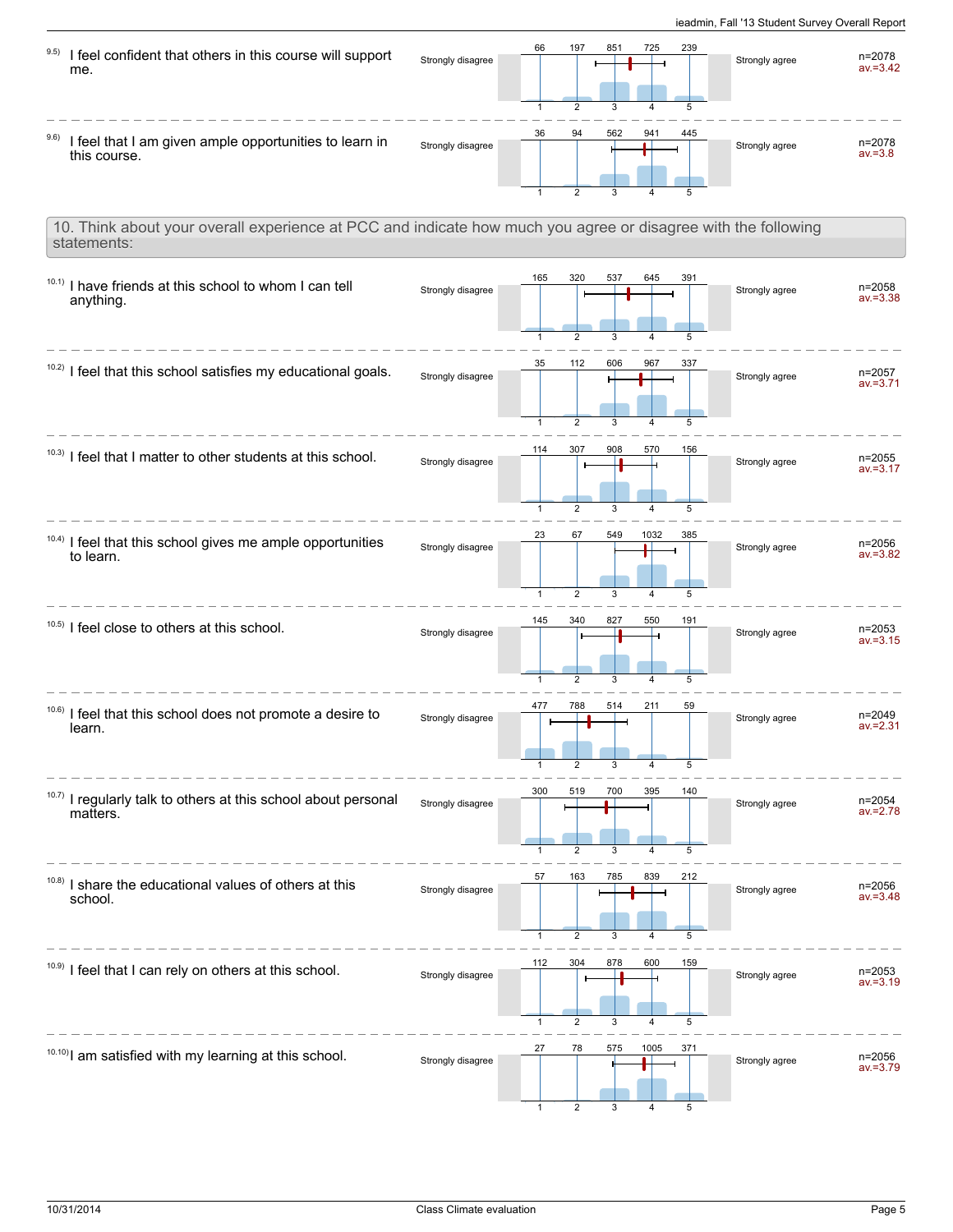9.5) I feel confident that others in this course will support me.

| Strongly disagree | 1 | 2 | 3 | 4 | 5 | Strongly agree | |
|---|---|---|---|---|---|---|---|
| | 66 | 197 | 851 | 725 | 239 | | n=2078 av.=3.42 |

9.6) I feel that I am given ample opportunities to learn in this course.

| Strongly disagree | 1 | 2 | 3 | 4 | 5 | Strongly agree | |
|---|---|---|---|---|---|---|---|
| | 36 | 94 | 562 | 941 | 445 | | n=2078 av.=3.8 |

## 10. Think about your overall experience at PCC and indicate how much you agree or disagree with the following statements:

10.1) I have friends at this school to whom I can tell anything.

| Strongly disagree | 1 | 2 | 3 | 4 | 5 | Strongly agree | |
|---|---|---|---|---|---|---|---|
| | 165 | 320 | 537 | 645 | 391 | | n=2058 av.=3.38 |

10.2) I feel that this school satisfies my educational goals.

| Strongly disagree | 1 | 2 | 3 | 4 | 5 | Strongly agree | |
|---|---|---|---|---|---|---|---|
| | 35 | 112 | 606 | 967 | 337 | | n=2057 av.=3.71 |

10.3) I feel that I matter to other students at this school.

| Strongly disagree | 1 | 2 | 3 | 4 | 5 | Strongly agree | |
|---|---|---|---|---|---|---|---|
| | 114 | 307 | 908 | 570 | 156 | | n=2055 av.=3.17 |

10.4) I feel that this school gives me ample opportunities to learn.

| Strongly disagree | 1 | 2 | 3 | 4 | 5 | Strongly agree | |
|---|---|---|---|---|---|---|---|
| | 23 | 67 | 549 | 1032 | 385 | | n=2056 av.=3.82 |

10.5) I feel close to others at this school.

| Strongly disagree | 1 | 2 | 3 | 4 | 5 | Strongly agree | |
|---|---|---|---|---|---|---|---|
| | 145 | 340 | 827 | 550 | 191 | | n=2053 av.=3.15 |

10.6) I feel that this school does not promote a desire to learn.

| Strongly disagree | 1 | 2 | 3 | 4 | 5 | Strongly agree | |
|---|---|---|---|---|---|---|---|
| | 477 | 788 | 514 | 211 | 59 | | n=2049 av.=2.31 |

10.7) I regularly talk to others at this school about personal matters.

| Strongly disagree | 1 | 2 | 3 | 4 | 5 | Strongly agree | |
|---|---|---|---|---|---|---|---|
| | 300 | 519 | 700 | 395 | 140 | | n=2054 av.=2.78 |

10.8) I share the educational values of others at this school.

| Strongly disagree | 1 | 2 | 3 | 4 | 5 | Strongly agree | |
|---|---|---|---|---|---|---|---|
| | 57 | 163 | 785 | 839 | 212 | | n=2056 av.=3.48 |

10.9) I feel that I can rely on others at this school.

| Strongly disagree | 1 | 2 | 3 | 4 | 5 | Strongly agree | |
|---|---|---|---|---|---|---|---|
| | 112 | 304 | 878 | 600 | 159 | | n=2053 av.=3.19 |

10.10) I am satisfied with my learning at this school.

| Strongly disagree | 1 | 2 | 3 | 4 | 5 | Strongly agree | |
|---|---|---|---|---|---|---|---|
| | 27 | 78 | 575 | 1005 | 371 | | n=2056 av.=3.79 |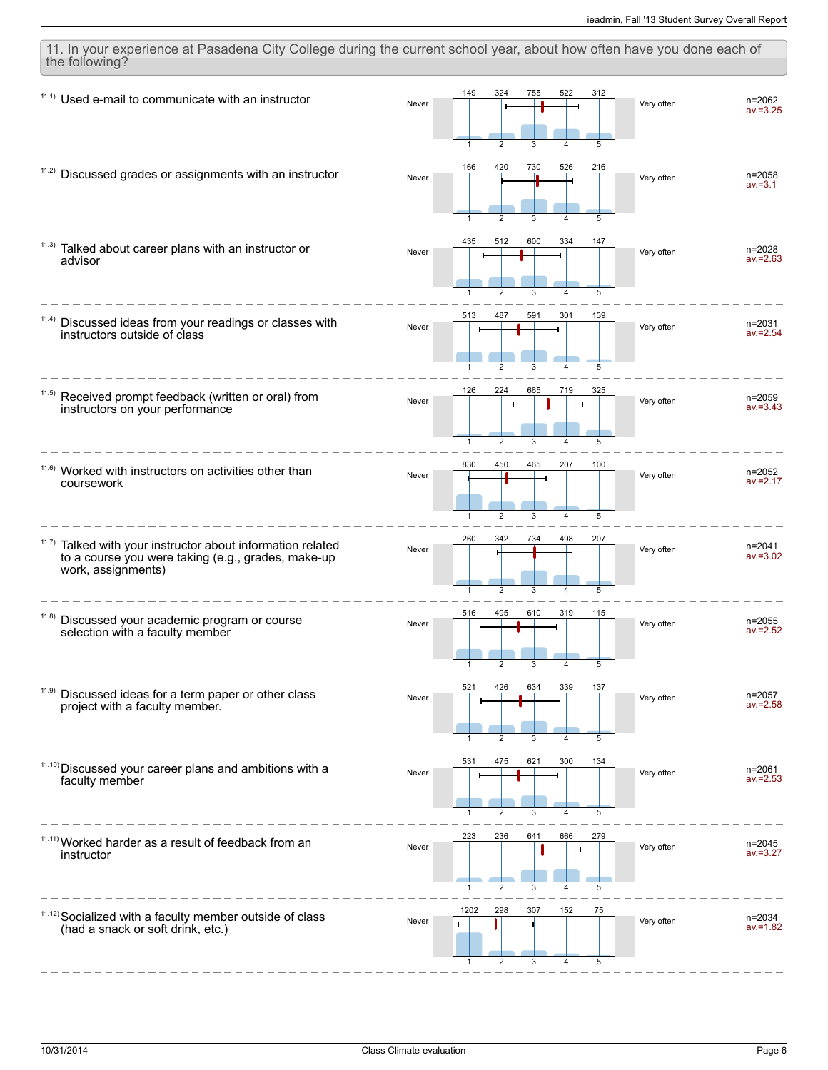## 11. In your experience at Pasadena City College during the current school year, about how often have you done each of the following?

| Item | Never (1) | 2 | 3 | 4 | Very often (5) | n | av. |
|---|---|---|---|---|---|---|---|
| 11.1) Used e-mail to communicate with an instructor | 149 | 324 | 755 | 522 | 312 | n=2062 | av.=3.25 |
| 11.2) Discussed grades or assignments with an instructor | 166 | 420 | 730 | 526 | 216 | n=2058 | av.=3.1 |
| 11.3) Talked about career plans with an instructor or advisor | 435 | 512 | 600 | 334 | 147 | n=2028 | av.=2.63 |
| 11.4) Discussed ideas from your readings or classes with instructors outside of class | 513 | 487 | 591 | 301 | 139 | n=2031 | av.=2.54 |
| 11.5) Received prompt feedback (written or oral) from instructors on your performance | 126 | 224 | 665 | 719 | 325 | n=2059 | av.=3.43 |
| 11.6) Worked with instructors on activities other than coursework | 830 | 450 | 465 | 207 | 100 | n=2052 | av.=2.17 |
| 11.7) Talked with your instructor about information related to a course you were taking (e.g., grades, make-up work, assignments) | 260 | 342 | 734 | 498 | 207 | n=2041 | av.=3.02 |
| 11.8) Discussed your academic program or course selection with a faculty member | 516 | 495 | 610 | 319 | 115 | n=2055 | av.=2.52 |
| 11.9) Discussed ideas for a term paper or other class project with a faculty member. | 521 | 426 | 634 | 339 | 137 | n=2057 | av.=2.58 |
| 11.10) Discussed your career plans and ambitions with a faculty member | 531 | 475 | 621 | 300 | 134 | n=2061 | av.=2.53 |
| 11.11) Worked harder as a result of feedback from an instructor | 223 | 236 | 641 | 666 | 279 | n=2045 | av.=3.27 |
| 11.12) Socialized with a faculty member outside of class (had a snack or soft drink, etc.) | 1202 | 298 | 307 | 152 | 75 | n=2034 | av.=1.82 |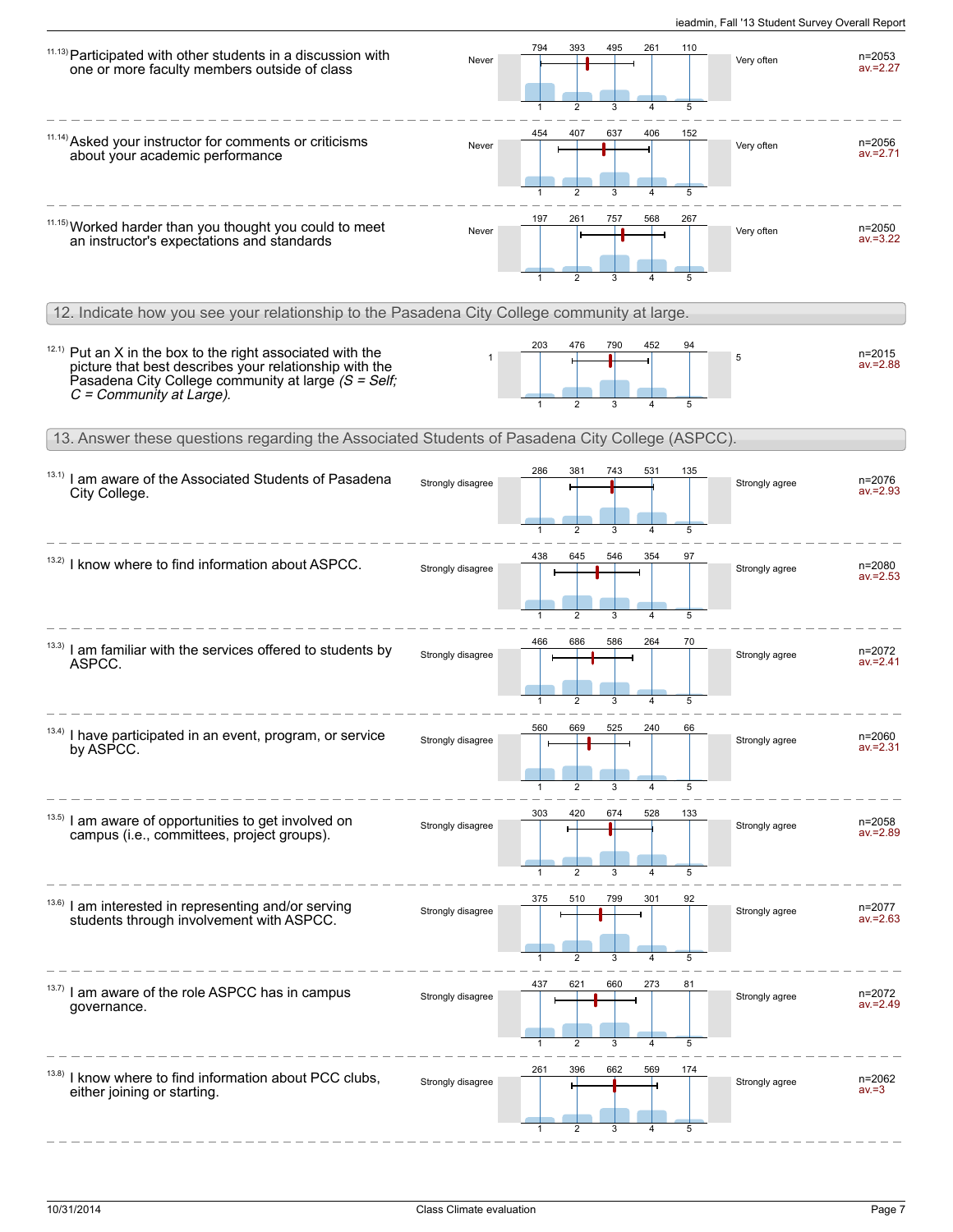11.13) Participated with other students in a discussion with one or more faculty members outside of class

| Never | 1 | 2 | 3 | 4 | 5 | Very often | |
|---|---|---|---|---|---|---|---|
| | 794 | 393 | 495 | 261 | 110 | | n=2053 av.=2.27 |

11.14) Asked your instructor for comments or criticisms about your academic performance

| Never | 1 | 2 | 3 | 4 | 5 | Very often | |
|---|---|---|---|---|---|---|---|
| | 454 | 407 | 637 | 406 | 152 | | n=2056 av.=2.71 |

11.15) Worked harder than you thought you could to meet an instructor's expectations and standards

| Never | 1 | 2 | 3 | 4 | 5 | Very often | |
|---|---|---|---|---|---|---|---|
| | 197 | 261 | 757 | 568 | 267 | | n=2050 av.=3.22 |

## 12. Indicate how you see your relationship to the Pasadena City College community at large.

12.1) Put an X in the box to the right associated with the picture that best describes your relationship with the Pasadena City College community at large *(S = Self; C = Community at Large).*

| 1 | 1 | 2 | 3 | 4 | 5 | 5 | |
|---|---|---|---|---|---|---|---|
| | 203 | 476 | 790 | 452 | 94 | | n=2015 av.=2.88 |

## 13. Answer these questions regarding the Associated Students of Pasadena City College (ASPCC).

13.1) I am aware of the Associated Students of Pasadena City College.

| Strongly disagree | 1 | 2 | 3 | 4 | 5 | Strongly agree | |
|---|---|---|---|---|---|---|---|
| | 286 | 381 | 743 | 531 | 135 | | n=2076 av.=2.93 |

13.2) I know where to find information about ASPCC.

| Strongly disagree | 1 | 2 | 3 | 4 | 5 | Strongly agree | |
|---|---|---|---|---|---|---|---|
| | 438 | 645 | 546 | 354 | 97 | | n=2080 av.=2.53 |

13.3) I am familiar with the services offered to students by ASPCC.

| Strongly disagree | 1 | 2 | 3 | 4 | 5 | Strongly agree | |
|---|---|---|---|---|---|---|---|
| | 466 | 686 | 586 | 264 | 70 | | n=2072 av.=2.41 |

13.4) I have participated in an event, program, or service by ASPCC.

| Strongly disagree | 1 | 2 | 3 | 4 | 5 | Strongly agree | |
|---|---|---|---|---|---|---|---|
| | 560 | 669 | 525 | 240 | 66 | | n=2060 av.=2.31 |

13.5) I am aware of opportunities to get involved on campus (i.e., committees, project groups).

| Strongly disagree | 1 | 2 | 3 | 4 | 5 | Strongly agree | |
|---|---|---|---|---|---|---|---|
| | 303 | 420 | 674 | 528 | 133 | | n=2058 av.=2.89 |

13.6) I am interested in representing and/or serving students through involvement with ASPCC.

| Strongly disagree | 1 | 2 | 3 | 4 | 5 | Strongly agree | |
|---|---|---|---|---|---|---|---|
| | 375 | 510 | 799 | 301 | 92 | | n=2077 av.=2.63 |

13.7) I am aware of the role ASPCC has in campus governance.

| Strongly disagree | 1 | 2 | 3 | 4 | 5 | Strongly agree | |
|---|---|---|---|---|---|---|---|
| | 437 | 621 | 660 | 273 | 81 | | n=2072 av.=2.49 |

13.8) I know where to find information about PCC clubs, either joining or starting.

| Strongly disagree | 1 | 2 | 3 | 4 | 5 | Strongly agree | |
|---|---|---|---|---|---|---|---|
| | 261 | 396 | 662 | 569 | 174 | | n=2062 av.=3 |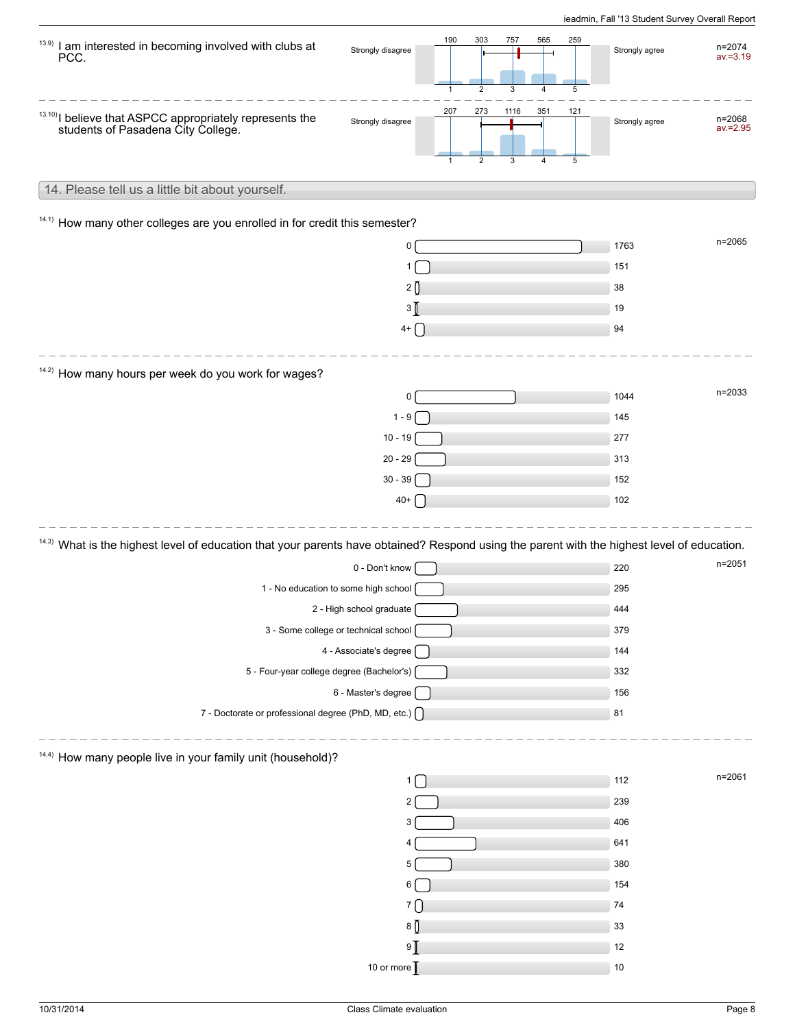13.9) I am interested in becoming involved with clubs at PCC.

| | 1 | 2 | 3 | 4 | 5 | | |
|---|---|---|---|---|---|---|---|
| Strongly disagree | 190 | 303 | 757 | 565 | 259 | Strongly agree | n=2074 av.=3.19 |

13.10) I believe that ASPCC appropriately represents the students of Pasadena City College.

| | 1 | 2 | 3 | 4 | 5 | | |
|---|---|---|---|---|---|---|---|
| Strongly disagree | 207 | 273 | 1116 | 351 | 121 | Strongly agree | n=2068 av.=2.95 |

## 14. Please tell us a little bit about yourself.

14.1) How many other colleges are you enrolled in for credit this semester?

n=2065

| Response | Count |
|---|---|
| 0 | 1763 |
| 1 | 151 |
| 2 | 38 |
| 3 | 19 |
| 4+ | 94 |

14.2) How many hours per week do you work for wages?

n=2033

| Response | Count |
|---|---|
| 0 | 1044 |
| 1 - 9 | 145 |
| 10 - 19 | 277 |
| 20 - 29 | 313 |
| 30 - 39 | 152 |
| 40+ | 102 |

14.3) What is the highest level of education that your parents have obtained? Respond using the parent with the highest level of education.

n=2051

| Response | Count |
|---|---|
| 0 - Don't know | 220 |
| 1 - No education to some high school | 295 |
| 2 - High school graduate | 444 |
| 3 - Some college or technical school | 379 |
| 4 - Associate's degree | 144 |
| 5 - Four-year college degree (Bachelor's) | 332 |
| 6 - Master's degree | 156 |
| 7 - Doctorate or professional degree (PhD, MD, etc.) | 81 |

14.4) How many people live in your family unit (household)?

n=2061

| Response | Count |
|---|---|
| 1 | 112 |
| 2 | 239 |
| 3 | 406 |
| 4 | 641 |
| 5 | 380 |
| 6 | 154 |
| 7 | 74 |
| 8 | 33 |
| 9 | 12 |
| 10 or more | 10 |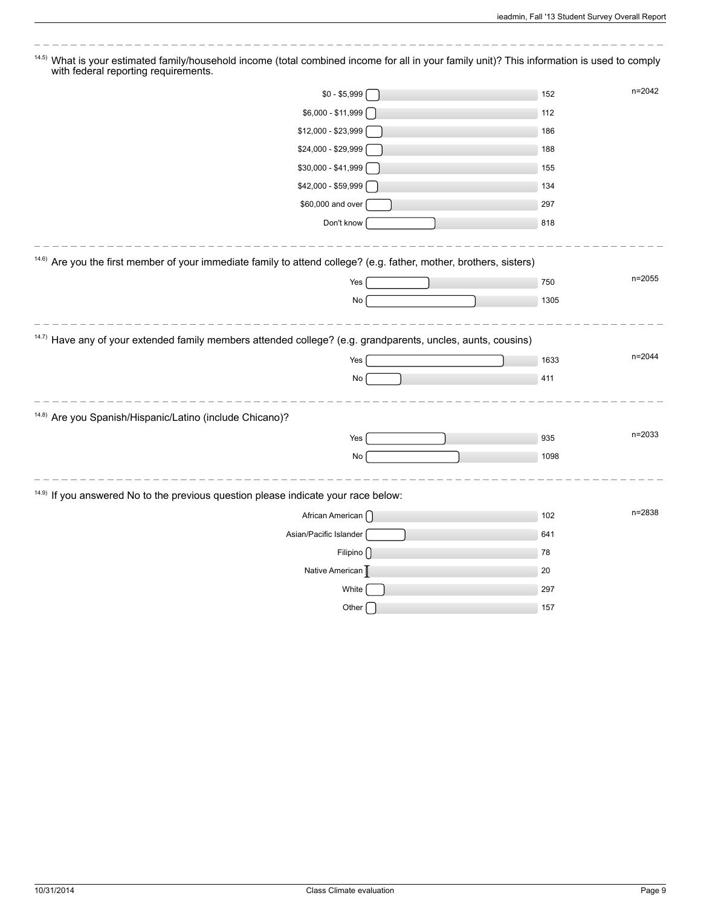14.5) What is your estimated family/household income (total combined income for all in your family unit)? This information is used to comply with federal reporting requirements.

| Response | Count |
|---|---|
| $0 - $5,999 | 152 |
| $6,000 - $11,999 | 112 |
| $12,000 - $23,999 | 186 |
| $24,000 - $29,999 | 188 |
| $30,000 - $41,999 | 155 |
| $42,000 - $59,999 | 134 |
| $60,000 and over | 297 |
| Don't know | 818 |

n=2042

14.6) Are you the first member of your immediate family to attend college? (e.g. father, mother, brothers, sisters)

| Response | Count |
|---|---|
| Yes | 750 |
| No | 1305 |

n=2055

14.7) Have any of your extended family members attended college? (e.g. grandparents, uncles, aunts, cousins)

| Response | Count |
|---|---|
| Yes | 1633 |
| No | 411 |

n=2044

14.8) Are you Spanish/Hispanic/Latino (include Chicano)?

| Response | Count |
|---|---|
| Yes | 935 |
| No | 1098 |

n=2033

14.9) If you answered No to the previous question please indicate your race below:

| Response | Count |
|---|---|
| African American | 102 |
| Asian/Pacific Islander | 641 |
| Filipino | 78 |
| Native American | 20 |
| White | 297 |
| Other | 157 |

n=2838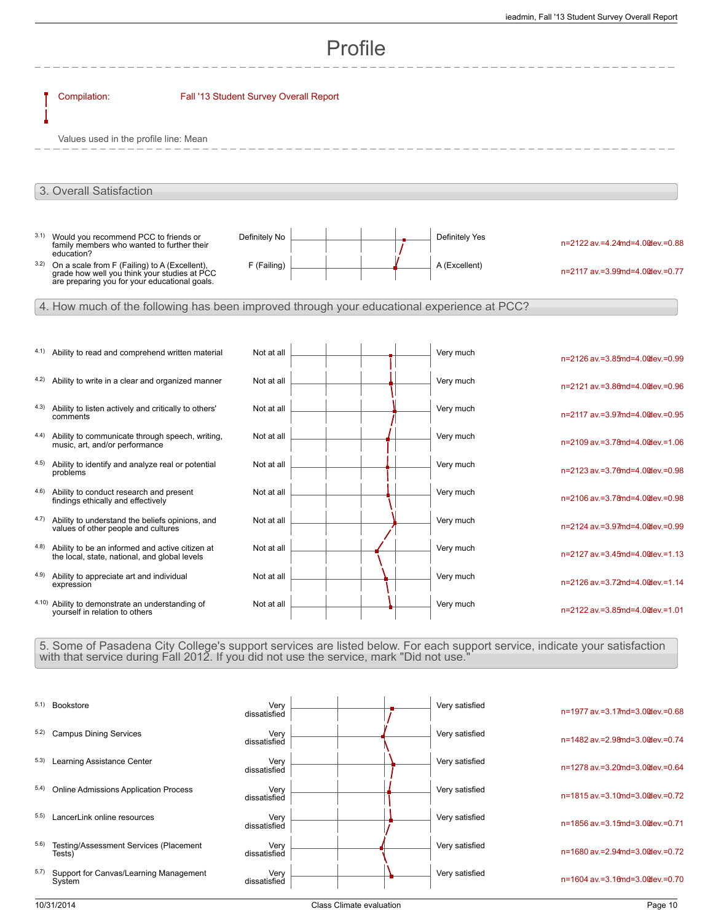# Profile

Compilation: Fall '13 Student Survey Overall Report

Values used in the profile line: Mean

## 3. Overall Satisfaction

| | Question | Left pole | Right pole | Statistics |
|---|---|---|---|---|
| 3.1) | Would you recommend PCC to friends or family members who wanted to further their education? | Definitely No | Definitely Yes | n=2122 av.=4.24 md=4.00 dev.=0.88 |
| 3.2) | On a scale from F (Failing) to A (Excellent), grade how well you think your studies at PCC are preparing you for your educational goals. | F (Failing) | A (Excellent) | n=2117 av.=3.99 md=4.00 dev.=0.77 |

## 4. How much of the following has been improved through your educational experience at PCC?

| | Question | Left pole | Right pole | Statistics |
|---|---|---|---|---|
| 4.1) | Ability to read and comprehend written material | Not at all | Very much | n=2126 av.=3.85 md=4.00 dev.=0.99 |
| 4.2) | Ability to write in a clear and organized manner | Not at all | Very much | n=2121 av.=3.86 md=4.00 dev.=0.96 |
| 4.3) | Ability to listen actively and critically to others' comments | Not at all | Very much | n=2117 av.=3.97 md=4.00 dev.=0.95 |
| 4.4) | Ability to communicate through speech, writing, music, art, and/or performance | Not at all | Very much | n=2109 av.=3.78 md=4.00 dev.=1.06 |
| 4.5) | Ability to identify and analyze real or potential problems | Not at all | Very much | n=2123 av.=3.76 md=4.00 dev.=0.98 |
| 4.6) | Ability to conduct research and present findings ethically and effectively | Not at all | Very much | n=2106 av.=3.78 md=4.00 dev.=0.98 |
| 4.7) | Ability to understand the beliefs opinions, and values of other people and cultures | Not at all | Very much | n=2124 av.=3.97 md=4.00 dev.=0.99 |
| 4.8) | Ability to be an informed and active citizen at the local, state, national, and global levels | Not at all | Very much | n=2127 av.=3.45 md=4.00 dev.=1.13 |
| 4.9) | Ability to appreciate art and individual expression | Not at all | Very much | n=2126 av.=3.72 md=4.00 dev.=1.14 |
| 4.10) | Ability to demonstrate an understanding of yourself in relation to others | Not at all | Very much | n=2122 av.=3.85 md=4.00 dev.=1.01 |

## 5. Some of Pasadena City College's support services are listed below. For each support service, indicate your satisfaction with that service during Fall 2012. If you did not use the service, mark "Did not use."

| | Question | Left pole | Right pole | Statistics |
|---|---|---|---|---|
| 5.1) | Bookstore | Very dissatisfied | Very satisfied | n=1977 av.=3.17 md=3.00 dev.=0.68 |
| 5.2) | Campus Dining Services | Very dissatisfied | Very satisfied | n=1482 av.=2.98 md=3.00 dev.=0.74 |
| 5.3) | Learning Assistance Center | Very dissatisfied | Very satisfied | n=1278 av.=3.20 md=3.00 dev.=0.64 |
| 5.4) | Online Admissions Application Process | Very dissatisfied | Very satisfied | n=1815 av.=3.10 md=3.00 dev.=0.72 |
| 5.5) | LancerLink online resources | Very dissatisfied | Very satisfied | n=1856 av.=3.15 md=3.00 dev.=0.71 |
| 5.6) | Testing/Assessment Services (Placement Tests) | Very dissatisfied | Very satisfied | n=1680 av.=2.94 md=3.00 dev.=0.72 |
| 5.7) | Support for Canvas/Learning Management System | Very dissatisfied | Very satisfied | n=1604 av.=3.16 md=3.00 dev.=0.70 |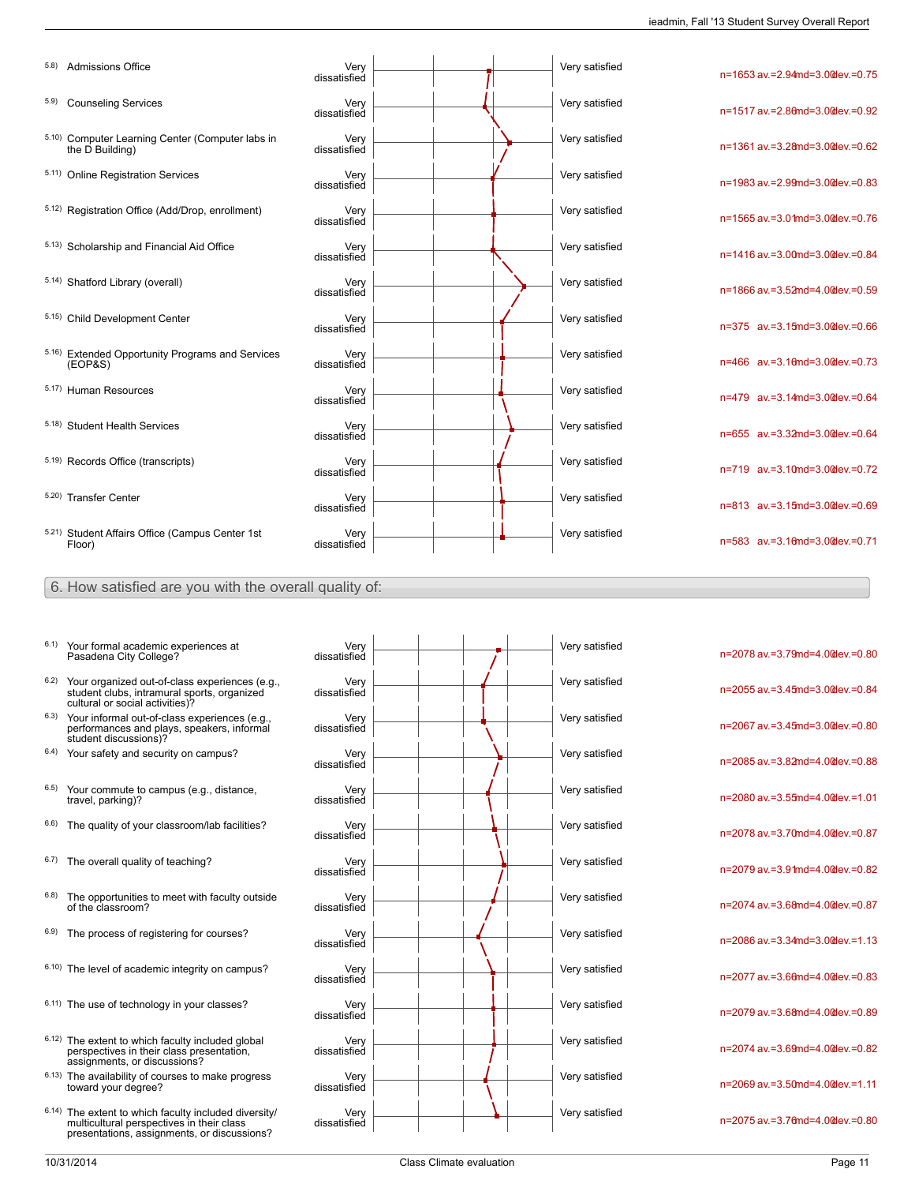| Item | Left pole | Right pole | Statistics |
|---|---|---|---|
| 5.8) Admissions Office | Very dissatisfied | Very satisfied | n=1653 av.=2.94 md=3.00 dev.=0.75 |
| 5.9) Counseling Services | Very dissatisfied | Very satisfied | n=1517 av.=2.86 md=3.00 dev.=0.92 |
| 5.10) Computer Learning Center (Computer labs in the D Building) | Very dissatisfied | Very satisfied | n=1361 av.=3.28 md=3.00 dev.=0.62 |
| 5.11) Online Registration Services | Very dissatisfied | Very satisfied | n=1983 av.=2.99 md=3.00 dev.=0.83 |
| 5.12) Registration Office (Add/Drop, enrollment) | Very dissatisfied | Very satisfied | n=1565 av.=3.01 md=3.00 dev.=0.76 |
| 5.13) Scholarship and Financial Aid Office | Very dissatisfied | Very satisfied | n=1416 av.=3.00 md=3.00 dev.=0.84 |
| 5.14) Shatford Library (overall) | Very dissatisfied | Very satisfied | n=1866 av.=3.52 md=4.00 dev.=0.59 |
| 5.15) Child Development Center | Very dissatisfied | Very satisfied | n=375 av.=3.15 md=3.00 dev.=0.66 |
| 5.16) Extended Opportunity Programs and Services (EOP&S) | Very dissatisfied | Very satisfied | n=466 av.=3.16 md=3.00 dev.=0.73 |
| 5.17) Human Resources | Very dissatisfied | Very satisfied | n=479 av.=3.14 md=3.00 dev.=0.64 |
| 5.18) Student Health Services | Very dissatisfied | Very satisfied | n=655 av.=3.32 md=3.00 dev.=0.64 |
| 5.19) Records Office (transcripts) | Very dissatisfied | Very satisfied | n=719 av.=3.10 md=3.00 dev.=0.72 |
| 5.20) Transfer Center | Very dissatisfied | Very satisfied | n=813 av.=3.15 md=3.00 dev.=0.69 |
| 5.21) Student Affairs Office (Campus Center 1st Floor) | Very dissatisfied | Very satisfied | n=583 av.=3.16 md=3.00 dev.=0.71 |

## 6. How satisfied are you with the overall quality of:

| Item | Left pole | Right pole | Statistics |
|---|---|---|---|
| 6.1) Your formal academic experiences at Pasadena City College? | Very dissatisfied | Very satisfied | n=2078 av.=3.79 md=4.00 dev.=0.80 |
| 6.2) Your organized out-of-class experiences (e.g., student clubs, intramural sports, organized cultural or social activities)? | Very dissatisfied | Very satisfied | n=2055 av.=3.45 md=3.00 dev.=0.84 |
| 6.3) Your informal out-of-class experiences (e.g., performances and plays, speakers, informal student discussions)? | Very dissatisfied | Very satisfied | n=2067 av.=3.45 md=3.00 dev.=0.80 |
| 6.4) Your safety and security on campus? | Very dissatisfied | Very satisfied | n=2085 av.=3.82 md=4.00 dev.=0.88 |
| 6.5) Your commute to campus (e.g., distance, travel, parking)? | Very dissatisfied | Very satisfied | n=2080 av.=3.55 md=4.00 dev.=1.01 |
| 6.6) The quality of your classroom/lab facilities? | Very dissatisfied | Very satisfied | n=2078 av.=3.70 md=4.00 dev.=0.87 |
| 6.7) The overall quality of teaching? | Very dissatisfied | Very satisfied | n=2079 av.=3.91 md=4.00 dev.=0.82 |
| 6.8) The opportunities to meet with faculty outside of the classroom? | Very dissatisfied | Very satisfied | n=2074 av.=3.68 md=4.00 dev.=0.87 |
| 6.9) The process of registering for courses? | Very dissatisfied | Very satisfied | n=2086 av.=3.34 md=3.00 dev.=1.13 |
| 6.10) The level of academic integrity on campus? | Very dissatisfied | Very satisfied | n=2077 av.=3.66 md=4.00 dev.=0.83 |
| 6.11) The use of technology in your classes? | Very dissatisfied | Very satisfied | n=2079 av.=3.68 md=4.00 dev.=0.89 |
| 6.12) The extent to which faculty included global perspectives in their class presentation, assignments, or discussions? | Very dissatisfied | Very satisfied | n=2074 av.=3.69 md=4.00 dev.=0.82 |
| 6.13) The availability of courses to make progress toward your degree? | Very dissatisfied | Very satisfied | n=2069 av.=3.50 md=4.00 dev.=1.11 |
| 6.14) The extent to which faculty included diversity/multicultural perspectives in their class presentations, assignments, or discussions? | Very dissatisfied | Very satisfied | n=2075 av.=3.76 md=4.00 dev.=0.80 |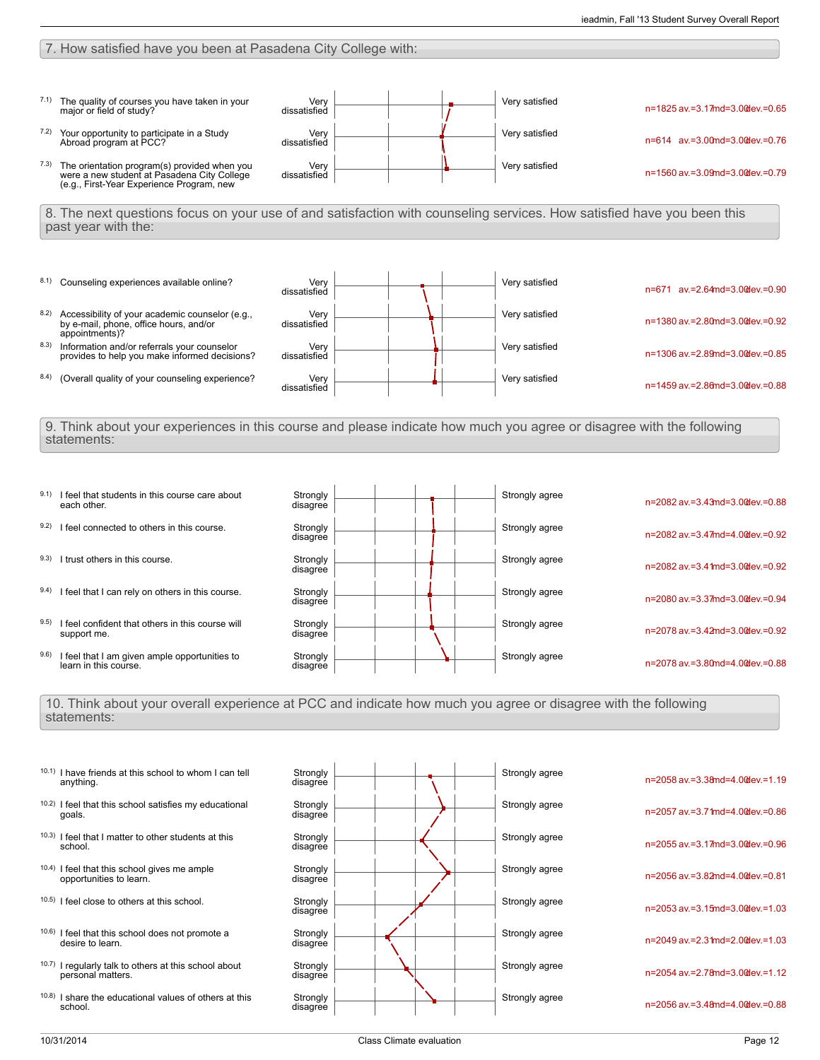## 7. How satisfied have you been at Pasadena City College with:

| | Question | Left pole | Right pole | Statistics |
|---|---|---|---|---|
| 7.1) | The quality of courses you have taken in your major or field of study? | Very dissatisfied | Very satisfied | n=1825 av.=3.17 md=3.00 dev.=0.65 |
| 7.2) | Your opportunity to participate in a Study Abroad program at PCC? | Very dissatisfied | Very satisfied | n=614 av.=3.00 md=3.00 dev.=0.76 |
| 7.3) | The orientation program(s) provided when you were a new student at Pasadena City College (e.g., First-Year Experience Program, new | Very dissatisfied | Very satisfied | n=1560 av.=3.09 md=3.00 dev.=0.79 |

## 8. The next questions focus on your use of and satisfaction with counseling services. How satisfied have you been this past year with the:

| | Question | Left pole | Right pole | Statistics |
|---|---|---|---|---|
| 8.1) | Counseling experiences available online? | Very dissatisfied | Very satisfied | n=671 av.=2.64 md=3.00 dev.=0.90 |
| 8.2) | Accessibility of your academic counselor (e.g., by e-mail, phone, office hours, and/or appointments)? | Very dissatisfied | Very satisfied | n=1380 av.=2.80 md=3.00 dev.=0.92 |
| 8.3) | Information and/or referrals your counselor provides to help you make informed decisions? | Very dissatisfied | Very satisfied | n=1306 av.=2.89 md=3.00 dev.=0.85 |
| 8.4) | (Overall quality of your counseling experience? | Very dissatisfied | Very satisfied | n=1459 av.=2.86 md=3.00 dev.=0.88 |

## 9. Think about your experiences in this course and please indicate how much you agree or disagree with the following statements:

| | Question | Left pole | Right pole | Statistics |
|---|---|---|---|---|
| 9.1) | I feel that students in this course care about each other. | Strongly disagree | Strongly agree | n=2082 av.=3.43 md=3.00 dev.=0.88 |
| 9.2) | I feel connected to others in this course. | Strongly disagree | Strongly agree | n=2082 av.=3.47 md=4.00 dev.=0.92 |
| 9.3) | I trust others in this course. | Strongly disagree | Strongly agree | n=2082 av.=3.41 md=3.00 dev.=0.92 |
| 9.4) | I feel that I can rely on others in this course. | Strongly disagree | Strongly agree | n=2080 av.=3.37 md=3.00 dev.=0.94 |
| 9.5) | I feel confident that others in this course will support me. | Strongly disagree | Strongly agree | n=2078 av.=3.42 md=3.00 dev.=0.92 |
| 9.6) | I feel that I am given ample opportunities to learn in this course. | Strongly disagree | Strongly agree | n=2078 av.=3.80 md=4.00 dev.=0.88 |

## 10. Think about your overall experience at PCC and indicate how much you agree or disagree with the following statements:

| | Question | Left pole | Right pole | Statistics |
|---|---|---|---|---|
| 10.1) | I have friends at this school to whom I can tell anything. | Strongly disagree | Strongly agree | n=2058 av.=3.38 md=4.00 dev.=1.19 |
| 10.2) | I feel that this school satisfies my educational goals. | Strongly disagree | Strongly agree | n=2057 av.=3.71 md=4.00 dev.=0.86 |
| 10.3) | I feel that I matter to other students at this school. | Strongly disagree | Strongly agree | n=2055 av.=3.17 md=3.00 dev.=0.96 |
| 10.4) | I feel that this school gives me ample opportunities to learn. | Strongly disagree | Strongly agree | n=2056 av.=3.82 md=4.00 dev.=0.81 |
| 10.5) | I feel close to others at this school. | Strongly disagree | Strongly agree | n=2053 av.=3.15 md=3.00 dev.=1.03 |
| 10.6) | I feel that this school does not promote a desire to learn. | Strongly disagree | Strongly agree | n=2049 av.=2.31 md=2.00 dev.=1.03 |
| 10.7) | I regularly talk to others at this school about personal matters. | Strongly disagree | Strongly agree | n=2054 av.=2.78 md=3.00 dev.=1.12 |
| 10.8) | I share the educational values of others at this school. | Strongly disagree | Strongly agree | n=2056 av.=3.48 md=4.00 dev.=0.88 |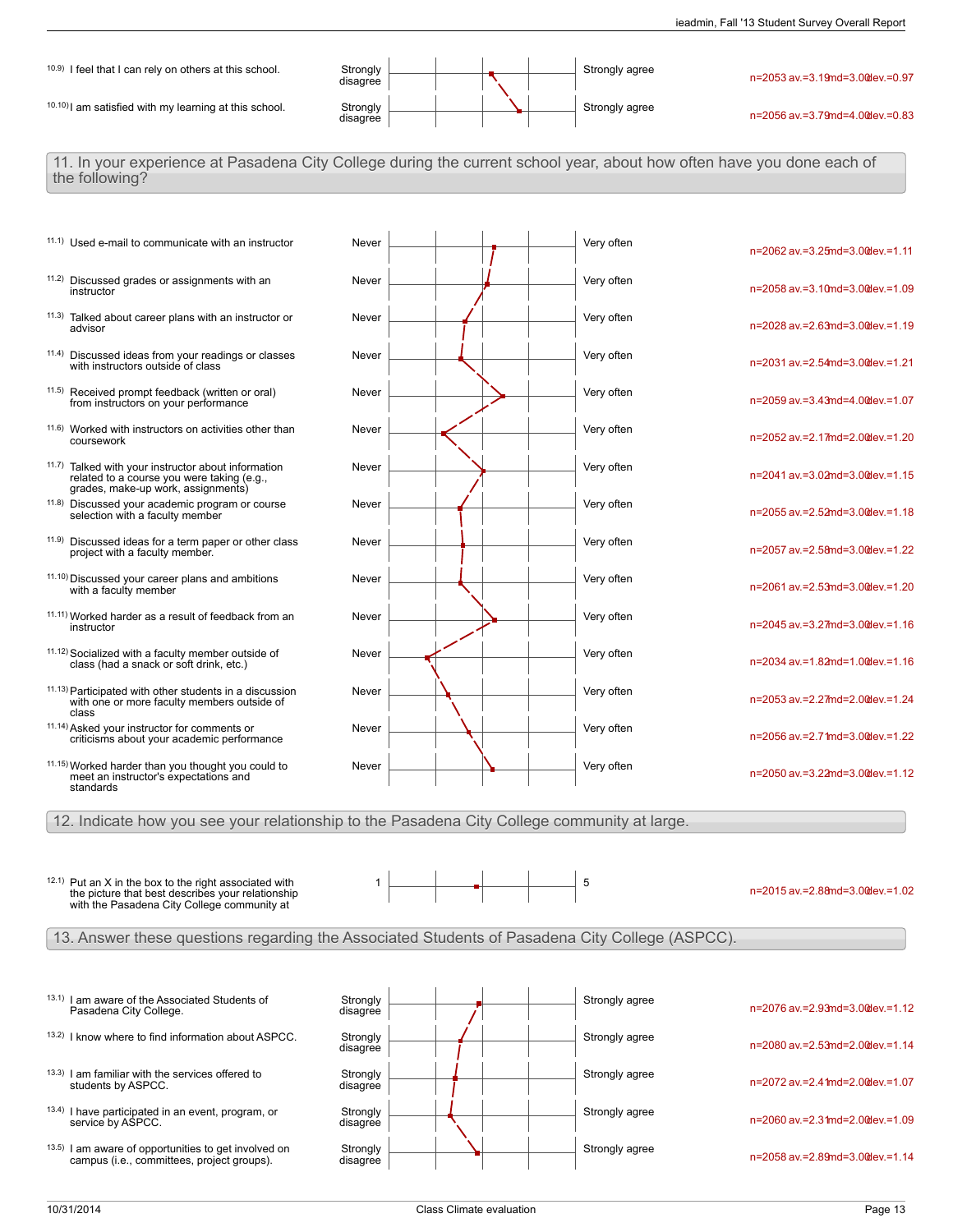| Item | Left label | Right label | Statistics |
| --- | --- | --- | --- |
| 10.9) I feel that I can rely on others at this school. | Strongly disagree | Strongly agree | n=2053 av.=3.19 md=3.00 dev.=0.97 |
| 10.10) I am satisfied with my learning at this school. | Strongly disagree | Strongly agree | n=2056 av.=3.79 md=4.00 dev.=0.83 |

## 11. In your experience at Pasadena City College during the current school year, about how often have you done each of the following?

| Item | Left label | Right label | Statistics |
| --- | --- | --- | --- |
| 11.1) Used e-mail to communicate with an instructor | Never | Very often | n=2062 av.=3.25 md=3.00 dev.=1.11 |
| 11.2) Discussed grades or assignments with an instructor | Never | Very often | n=2058 av.=3.10 md=3.00 dev.=1.09 |
| 11.3) Talked about career plans with an instructor or advisor | Never | Very often | n=2028 av.=2.63 md=3.00 dev.=1.19 |
| 11.4) Discussed ideas from your readings or classes with instructors outside of class | Never | Very often | n=2031 av.=2.54 md=3.00 dev.=1.21 |
| 11.5) Received prompt feedback (written or oral) from instructors on your performance | Never | Very often | n=2059 av.=3.43 md=4.00 dev.=1.07 |
| 11.6) Worked with instructors on activities other than coursework | Never | Very often | n=2052 av.=2.17 md=2.00 dev.=1.20 |
| 11.7) Talked with your instructor about information related to a course you were taking (e.g., grades, make-up work, assignments) | Never | Very often | n=2041 av.=3.02 md=3.00 dev.=1.15 |
| 11.8) Discussed your academic program or course selection with a faculty member | Never | Very often | n=2055 av.=2.52 md=3.00 dev.=1.18 |
| 11.9) Discussed ideas for a term paper or other class project with a faculty member. | Never | Very often | n=2057 av.=2.58 md=3.00 dev.=1.22 |
| 11.10) Discussed your career plans and ambitions with a faculty member | Never | Very often | n=2061 av.=2.53 md=3.00 dev.=1.20 |
| 11.11) Worked harder as a result of feedback from an instructor | Never | Very often | n=2045 av.=3.27 md=3.00 dev.=1.16 |
| 11.12) Socialized with a faculty member outside of class (had a snack or soft drink, etc.) | Never | Very often | n=2034 av.=1.82 md=1.00 dev.=1.16 |
| 11.13) Participated with other students in a discussion with one or more faculty members outside of class | Never | Very often | n=2053 av.=2.27 md=2.00 dev.=1.24 |
| 11.14) Asked your instructor for comments or criticisms about your academic performance | Never | Very often | n=2056 av.=2.71 md=3.00 dev.=1.22 |
| 11.15) Worked harder than you thought you could to meet an instructor's expectations and standards | Never | Very often | n=2050 av.=3.22 md=3.00 dev.=1.12 |

## 12. Indicate how you see your relationship to the Pasadena City College community at large.

| Item | Left label | Right label | Statistics |
| --- | --- | --- | --- |
| 12.1) Put an X in the box to the right associated with the picture that best describes your relationship with the Pasadena City College community at | 1 | 5 | n=2015 av.=2.88 md=3.00 dev.=1.02 |

## 13. Answer these questions regarding the Associated Students of Pasadena City College (ASPCC).

| Item | Left label | Right label | Statistics |
| --- | --- | --- | --- |
| 13.1) I am aware of the Associated Students of Pasadena City College. | Strongly disagree | Strongly agree | n=2076 av.=2.93 md=3.00 dev.=1.12 |
| 13.2) I know where to find information about ASPCC. | Strongly disagree | Strongly agree | n=2080 av.=2.53 md=2.00 dev.=1.14 |
| 13.3) I am familiar with the services offered to students by ASPCC. | Strongly disagree | Strongly agree | n=2072 av.=2.41 md=2.00 dev.=1.07 |
| 13.4) I have participated in an event, program, or service by ASPCC. | Strongly disagree | Strongly agree | n=2060 av.=2.31 md=2.00 dev.=1.09 |
| 13.5) I am aware of opportunities to get involved on campus (i.e., committees, project groups). | Strongly disagree | Strongly agree | n=2058 av.=2.89 md=3.00 dev.=1.14 |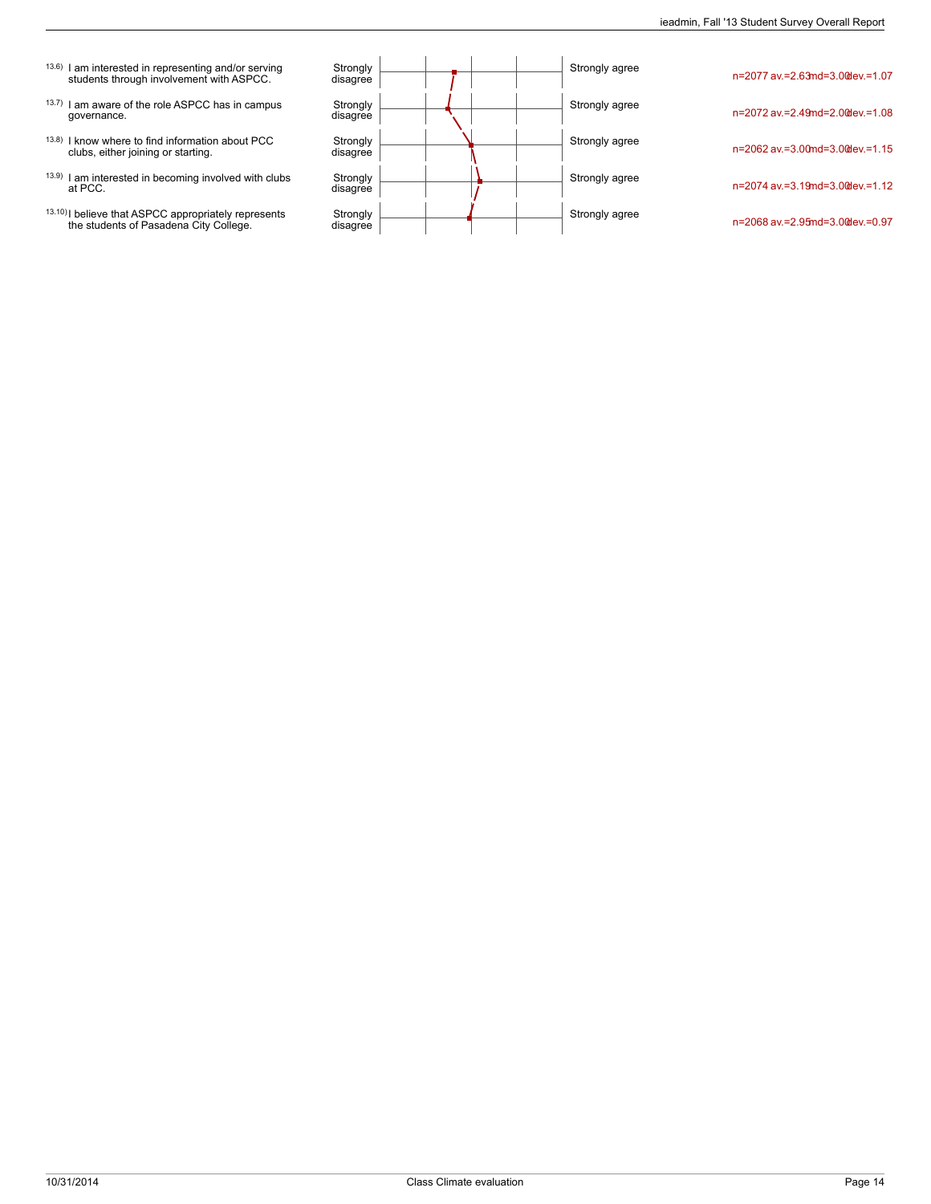13.6) I am interested in representing and/or serving students through involvement with ASPCC.

Strongly disagree | Strongly agree

n=2077 av.=2.63 md=3.00 dev.=1.07

13.7) I am aware of the role ASPCC has in campus governance.

Strongly disagree | Strongly agree

n=2072 av.=2.49 md=2.00 dev.=1.08

13.8) I know where to find information about PCC clubs, either joining or starting.

Strongly disagree | Strongly agree

n=2062 av.=3.00 md=3.00 dev.=1.15

13.9) I am interested in becoming involved with clubs at PCC.

Strongly disagree | Strongly agree

n=2074 av.=3.19 md=3.00 dev.=1.12

13.10) I believe that ASPCC appropriately represents the students of Pasadena City College.

Strongly disagree | Strongly agree

n=2068 av.=2.95 md=3.00 dev.=0.97